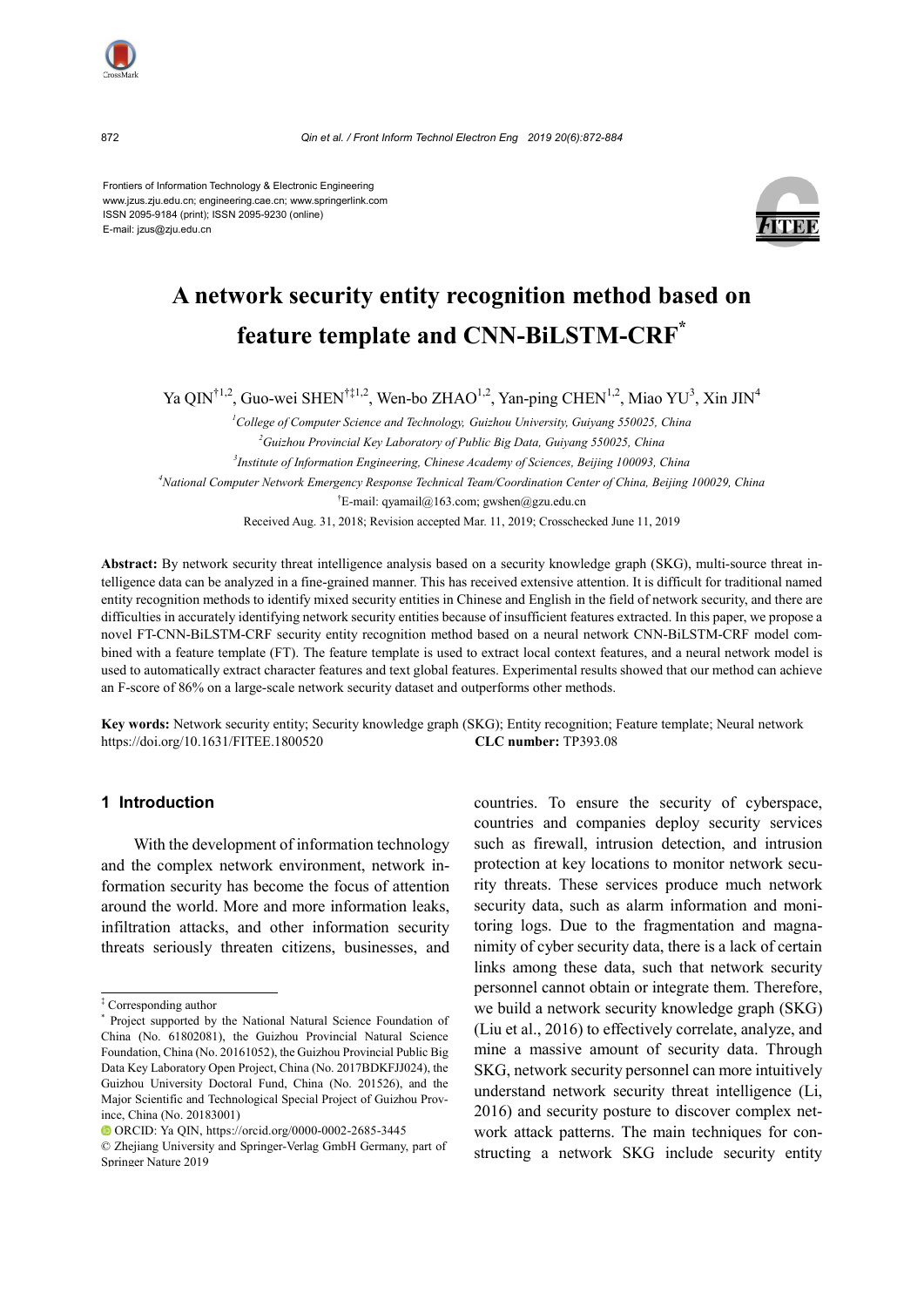Frontiers of Information Technology & Electronic Engineering
www.jzus.zju.edu.cn; engineering.cae.cn; www.springerlink.com
ISSN 2095-9184 (print); ISSN 2095-9230 (online)
E-mail: jzus@zju.edu.cn

# A network security entity recognition method based on feature template and CNN-BiLSTM-CRF*

Ya QIN[†1,2], Guo-wei SHEN[†‡1,2], Wen-bo ZHAO[1,2], Yan-ping CHEN[1,2], Miao YU[3], Xin JIN[4]

[1]College of Computer Science and Technology, Guizhou University, Guiyang 550025, China

[2]Guizhou Provincial Key Laboratory of Public Big Data, Guiyang 550025, China

[3]Institute of Information Engineering, Chinese Academy of Sciences, Beijing 100093, China

[4]National Computer Network Emergency Response Technical Team/Coordination Center of China, Beijing 100029, China

[†]E-mail: qyamail@163.com; gwshen@gzu.edu.cn

Received Aug. 31, 2018; Revision accepted Mar. 11, 2019; Crosschecked June 11, 2019

**Abstract:** By network security threat intelligence analysis based on a security knowledge graph (SKG), multi-source threat intelligence data can be analyzed in a fine-grained manner. This has received extensive attention. It is difficult for traditional named entity recognition methods to identify mixed security entities in Chinese and English in the field of network security, and there are difficulties in accurately identifying network security entities because of insufficient features extracted. In this paper, we propose a novel FT-CNN-BiLSTM-CRF security entity recognition method based on a neural network CNN-BiLSTM-CRF model combined with a feature template (FT). The feature template is used to extract local context features, and a neural network model is used to automatically extract character features and text global features. Experimental results showed that our method can achieve an F-score of 86% on a large-scale network security dataset and outperforms other methods.

**Key words:** Network security entity; Security knowledge graph (SKG); Entity recognition; Feature template; Neural network
https://doi.org/10.1631/FITEE.1800520 **CLC number:** TP393.08

## 1 Introduction

With the development of information technology and the complex network environment, network information security has become the focus of attention around the world. More and more information leaks, infiltration attacks, and other information security threats seriously threaten citizens, businesses, and countries. To ensure the security of cyberspace, countries and companies deploy security services such as firewall, intrusion detection, and intrusion protection at key locations to monitor network security threats. These services produce much network security data, such as alarm information and monitoring logs. Due to the fragmentation and magnanimity of cyber security data, there is a lack of certain links among these data, such that network security personnel cannot obtain or integrate them. Therefore, we build a network security knowledge graph (SKG) (Liu et al., 2016) to effectively correlate, analyze, and mine a massive amount of security data. Through SKG, network security personnel can more intuitively understand network security threat intelligence (Li, 2016) and security posture to discover complex network attack patterns. The main techniques for constructing a network SKG include security entity

---

‡ Corresponding author

\* Project supported by the National Natural Science Foundation of China (No. 61802081), the Guizhou Provincial Natural Science Foundation, China (No. 20161052), the Guizhou Provincial Public Big Data Key Laboratory Open Project, China (No. 2017BDKFJJ024), the Guizhou University Doctoral Fund, China (No. 201526), and the Major Scientific and Technological Special Project of Guizhou Province, China (No. 20183001)

ORCID: Ya QIN, https://orcid.org/0000-0002-2685-3445

© Zhejiang University and Springer-Verlag GmbH Germany, part of Springer Nature 2019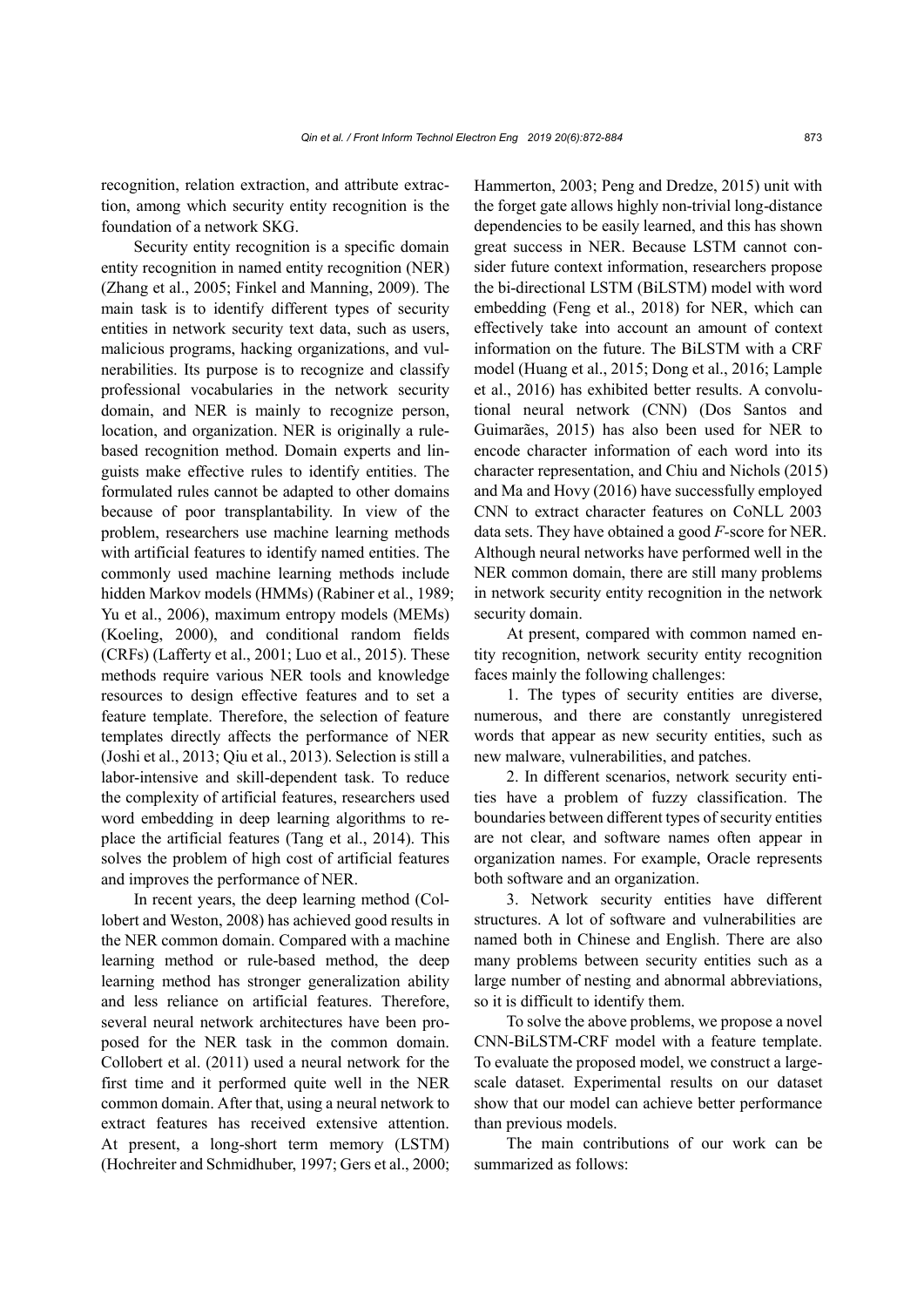recognition, relation extraction, and attribute extraction, among which security entity recognition is the foundation of a network SKG.

Security entity recognition is a specific domain entity recognition in named entity recognition (NER) (Zhang et al., 2005; Finkel and Manning, 2009). The main task is to identify different types of security entities in network security text data, such as users, malicious programs, hacking organizations, and vulnerabilities. Its purpose is to recognize and classify professional vocabularies in the network security domain, and NER is mainly to recognize person, location, and organization. NER is originally a rule-based recognition method. Domain experts and linguists make effective rules to identify entities. The formulated rules cannot be adapted to other domains because of poor transplantability. In view of the problem, researchers use machine learning methods with artificial features to identify named entities. The commonly used machine learning methods include hidden Markov models (HMMs) (Rabiner et al., 1989; Yu et al., 2006), maximum entropy models (MEMs) (Koeling, 2000), and conditional random fields (CRFs) (Lafferty et al., 2001; Luo et al., 2015). These methods require various NER tools and knowledge resources to design effective features and to set a feature template. Therefore, the selection of feature templates directly affects the performance of NER (Joshi et al., 2013; Qiu et al., 2013). Selection is still a labor-intensive and skill-dependent task. To reduce the complexity of artificial features, researchers used word embedding in deep learning algorithms to replace the artificial features (Tang et al., 2014). This solves the problem of high cost of artificial features and improves the performance of NER.

In recent years, the deep learning method (Collobert and Weston, 2008) has achieved good results in the NER common domain. Compared with a machine learning method or rule-based method, the deep learning method has stronger generalization ability and less reliance on artificial features. Therefore, several neural network architectures have been proposed for the NER task in the common domain. Collobert et al. (2011) used a neural network for the first time and it performed quite well in the NER common domain. After that, using a neural network to extract features has received extensive attention. At present, a long-short term memory (LSTM) (Hochreiter and Schmidhuber, 1997; Gers et al., 2000; Hammerton, 2003; Peng and Dredze, 2015) unit with the forget gate allows highly non-trivial long-distance dependencies to be easily learned, and this has shown great success in NER. Because LSTM cannot consider future context information, researchers propose the bi-directional LSTM (BiLSTM) model with word embedding (Feng et al., 2018) for NER, which can effectively take into account an amount of context information on the future. The BiLSTM with a CRF model (Huang et al., 2015; Dong et al., 2016; Lample et al., 2016) has exhibited better results. A convolutional neural network (CNN) (Dos Santos and Guimarães, 2015) has also been used for NER to encode character information of each word into its character representation, and Chiu and Nichols (2015) and Ma and Hovy (2016) have successfully employed CNN to extract character features on CoNLL 2003 data sets. They have obtained a good *F*-score for NER. Although neural networks have performed well in the NER common domain, there are still many problems in network security entity recognition in the network security domain.

At present, compared with common named entity recognition, network security entity recognition faces mainly the following challenges:

1. The types of security entities are diverse, numerous, and there are constantly unregistered words that appear as new security entities, such as new malware, vulnerabilities, and patches.

2. In different scenarios, network security entities have a problem of fuzzy classification. The boundaries between different types of security entities are not clear, and software names often appear in organization names. For example, Oracle represents both software and an organization.

3. Network security entities have different structures. A lot of software and vulnerabilities are named both in Chinese and English. There are also many problems between security entities such as a large number of nesting and abnormal abbreviations, so it is difficult to identify them.

To solve the above problems, we propose a novel CNN-BiLSTM-CRF model with a feature template. To evaluate the proposed model, we construct a large-scale dataset. Experimental results on our dataset show that our model can achieve better performance than previous models.

The main contributions of our work can be summarized as follows: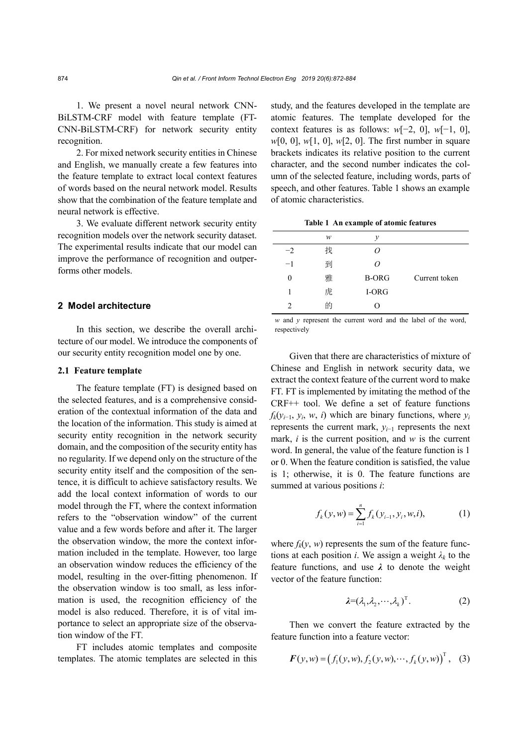1. We present a novel neural network CNN-BiLSTM-CRF model with feature template (FT-CNN-BiLSTM-CRF) for network security entity recognition.

2. For mixed network security entities in Chinese and English, we manually create a few features into the feature template to extract local context features of words based on the neural network model. Results show that the combination of the feature template and neural network is effective.

3. We evaluate different network security entity recognition models over the network security dataset. The experimental results indicate that our model can improve the performance of recognition and outperforms other models.

## 2 Model architecture

In this section, we describe the overall architecture of our model. We introduce the components of our security entity recognition model one by one.

### 2.1 Feature template

The feature template (FT) is designed based on the selected features, and is a comprehensive consideration of the contextual information of the data and the location of the information. This study is aimed at security entity recognition in the network security domain, and the composition of the security entity has no regularity. If we depend only on the structure of the security entity itself and the composition of the sentence, it is difficult to achieve satisfactory results. We add the local context information of words to our model through the FT, where the context information refers to the "observation window" of the current value and a few words before and after it. The larger the observation window, the more the context information included in the template. However, too large an observation window reduces the efficiency of the model, resulting in the over-fitting phenomenon. If the observation window is too small, as less information is used, the recognition efficiency of the model is also reduced. Therefore, it is of vital importance to select an appropriate size of the observation window of the FT.

FT includes atomic templates and composite templates. The atomic templates are selected in this study, and the features developed in the template are atomic features. The template developed for the context features is as follows: $w[-2, 0]$, $w[-1, 0]$, $w[0, 0]$, $w[1, 0]$, $w[2, 0]$. The first number in square brackets indicates its relative position to the current character, and the second number indicates the column of the selected feature, including words, parts of speech, and other features. Table 1 shows an example of atomic characteristics.

**Table 1 An example of atomic features**

| | $w$ | $y$ | |
|---|---|---|---|
| −2 | 找 | $O$ | |
| −1 | 到 | $O$ | |
| 0 | 雅 | B-ORG | Current token |
| 1 | 虎 | I-ORG | |
| 2 | 的 | O | |

$w$ and $y$ represent the current word and the label of the word, respectively

Given that there are characteristics of mixture of Chinese and English in network security data, we extract the context feature of the current word to make FT. FT is implemented by imitating the method of the CRF++ tool. We define a set of feature functions $f_k(y_{i-1}, y_i, w, i)$ which are binary functions, where $y_i$ represents the current mark, $y_{i-1}$ represents the next mark, $i$ is the current position, and $w$ is the current word. In general, the value of the feature function is 1 or 0. When the feature condition is satisfied, the value is 1; otherwise, it is 0. The feature functions are summed at various positions $i$:

$$f_k(y, w) = \sum_{i=1}^{n} f_k(y_{i-1}, y_i, w, i), \tag{1}$$

where $f_k(y, w)$ represents the sum of the feature functions at each position $i$. We assign a weight $\lambda_k$ to the feature functions, and use $\boldsymbol{\lambda}$ to denote the weight vector of the feature function:

$$\boldsymbol{\lambda}=(\lambda_1, \lambda_2, \cdots, \lambda_k)^{\mathrm{T}}. \tag{2}$$

Then we convert the feature extracted by the feature function into a feature vector:

$$\boldsymbol{F}(y, w) = \left(f_1(y, w), f_2(y, w), \cdots, f_k(y, w)\right)^{\mathrm{T}}, \tag{3}$$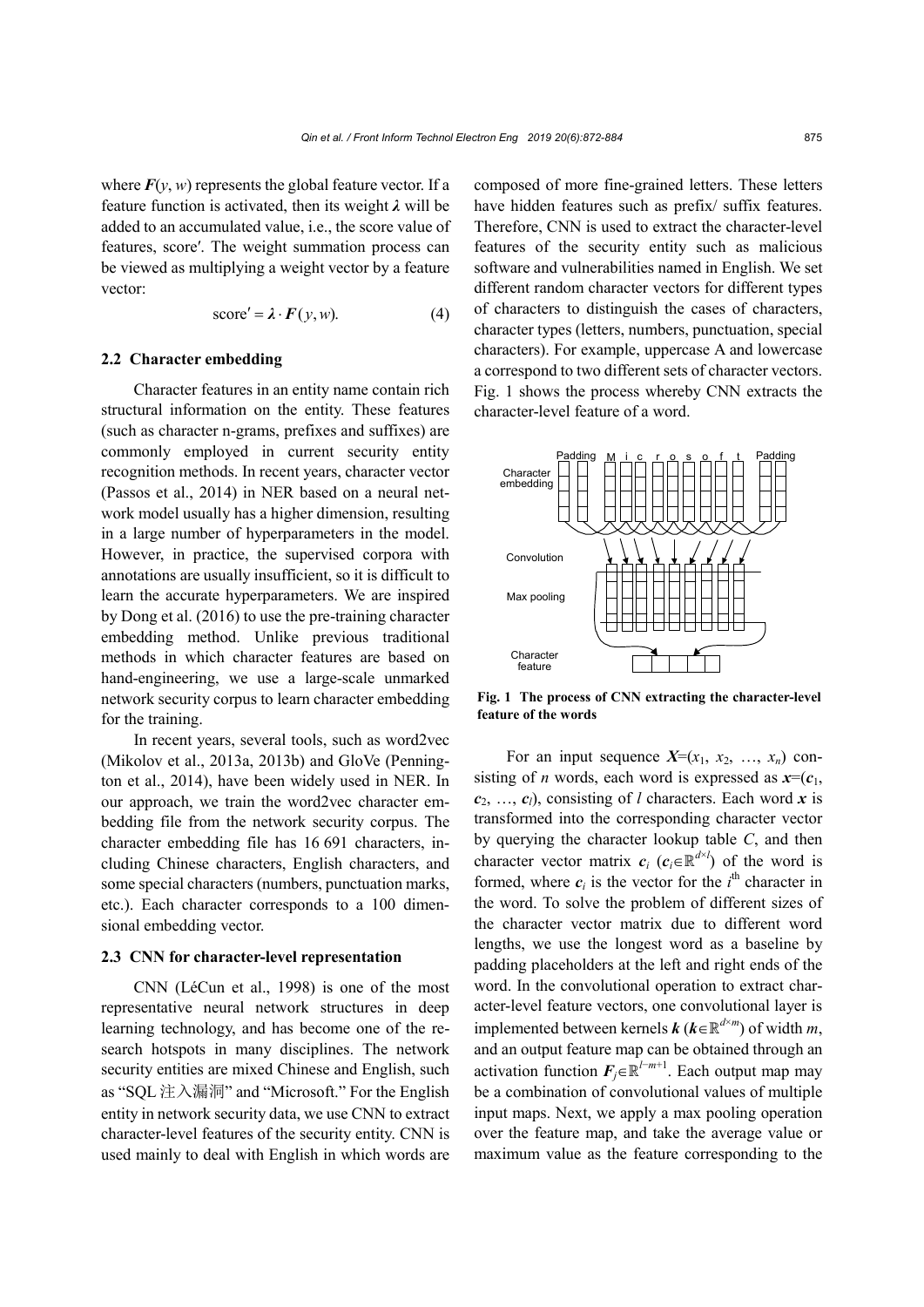where $\boldsymbol{F}(y, w)$ represents the global feature vector. If a feature function is activated, then its weight $\boldsymbol{\lambda}$ will be added to an accumulated value, i.e., the score value of features, score′. The weight summation process can be viewed as multiplying a weight vector by a feature vector:

$$\text{score}' = \boldsymbol{\lambda} \cdot \boldsymbol{F}(y, w). \tag{4}$$

### 2.2 Character embedding

Character features in an entity name contain rich structural information on the entity. These features (such as character n-grams, prefixes and suffixes) are commonly employed in current security entity recognition methods. In recent years, character vector (Passos et al., 2014) in NER based on a neural network model usually has a higher dimension, resulting in a large number of hyperparameters in the model. However, in practice, the supervised corpora with annotations are usually insufficient, so it is difficult to learn the accurate hyperparameters. We are inspired by Dong et al. (2016) to use the pre-training character embedding method. Unlike previous traditional methods in which character features are based on hand-engineering, we use a large-scale unmarked network security corpus to learn character embedding for the training.

In recent years, several tools, such as word2vec (Mikolov et al., 2013a, 2013b) and GloVe (Pennington et al., 2014), have been widely used in NER. In our approach, we train the word2vec character embedding file from the network security corpus. The character embedding file has 16 691 characters, including Chinese characters, English characters, and some special characters (numbers, punctuation marks, etc.). Each character corresponds to a 100 dimensional embedding vector.

### 2.3 CNN for character-level representation

CNN (LéCun et al., 1998) is one of the most representative neural network structures in deep learning technology, and has become one of the research hotspots in many disciplines. The network security entities are mixed Chinese and English, such as "SQL 注入漏洞" and "Microsoft." For the English entity in network security data, we use CNN to extract character-level features of the security entity. CNN is used mainly to deal with English in which words are composed of more fine-grained letters. These letters have hidden features such as prefix/ suffix features. Therefore, CNN is used to extract the character-level features of the security entity such as malicious software and vulnerabilities named in English. We set different random character vectors for different types of characters to distinguish the cases of characters, character types (letters, numbers, punctuation, special characters). For example, uppercase A and lowercase a correspond to two different sets of character vectors. Fig. 1 shows the process whereby CNN extracts the character-level feature of a word.

**Fig. 1 The process of CNN extracting the character-level feature of the words**

For an input sequence $\boldsymbol{X}=(x_1, x_2, \ldots, x_n)$ consisting of $n$ words, each word is expressed as $\boldsymbol{x}=(\boldsymbol{c}_1, \boldsymbol{c}_2, \ldots, \boldsymbol{c}_l)$, consisting of $l$ characters. Each word $\boldsymbol{x}$ is transformed into the corresponding character vector by querying the character lookup table $C$, and then character vector matrix $\boldsymbol{c}_i$ ($\boldsymbol{c}_i \in \mathbb{R}^{d \times l}$) of the word is formed, where $\boldsymbol{c}_i$ is the vector for the $i^{\text{th}}$ character in the word. To solve the problem of different sizes of the character vector matrix due to different word lengths, we use the longest word as a baseline by padding placeholders at the left and right ends of the word. In the convolutional operation to extract character-level feature vectors, one convolutional layer is implemented between kernels $\boldsymbol{k}$ ($\boldsymbol{k} \in \mathbb{R}^{d \times m}$) of width $m$, and an output feature map can be obtained through an activation function $\boldsymbol{F}_j \in \mathbb{R}^{l-m+1}$. Each output map may be a combination of convolutional values of multiple input maps. Next, we apply a max pooling operation over the feature map, and take the average value or maximum value as the feature corresponding to the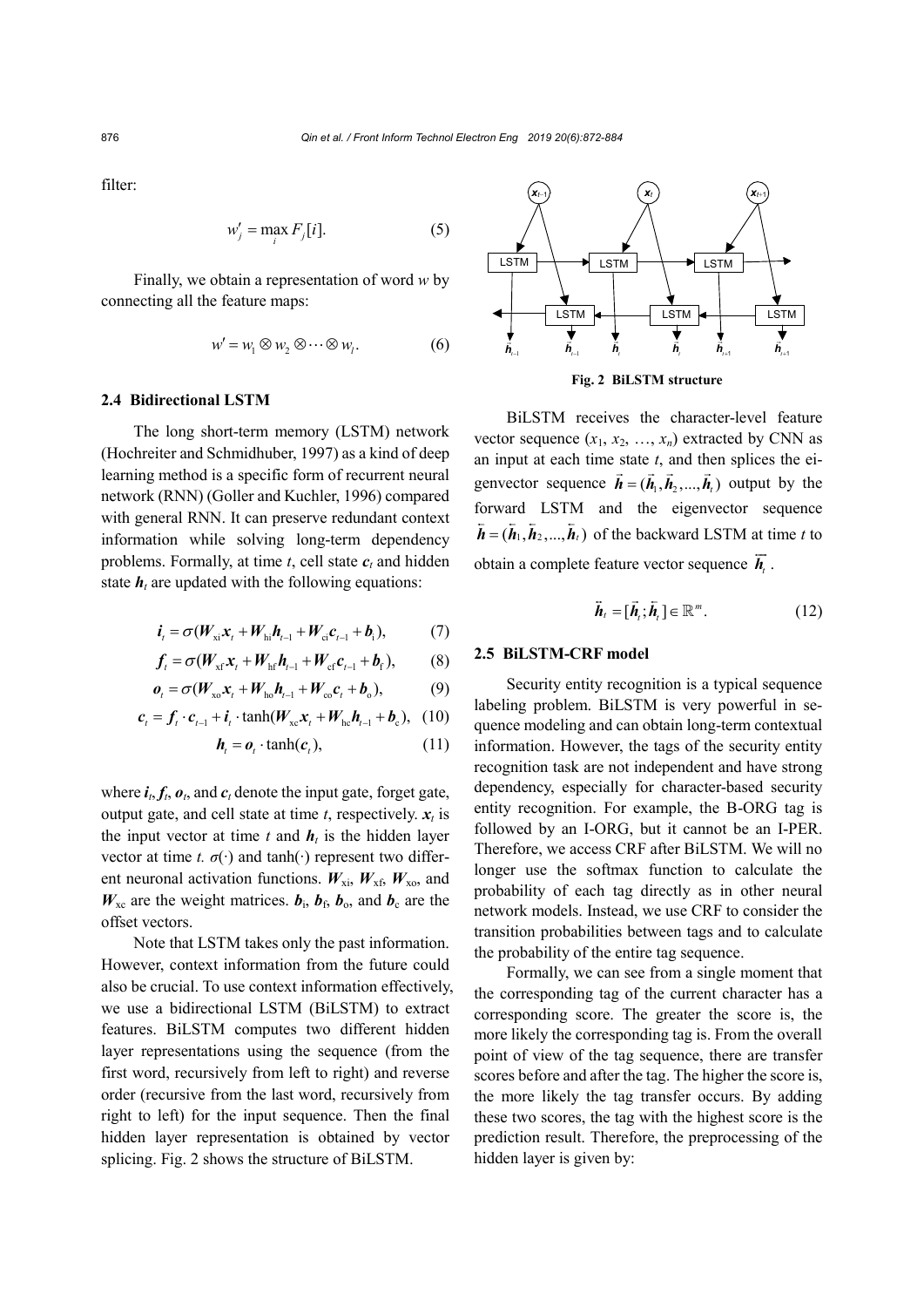filter:

$$w'_j = \max_i F_j[i]. \tag{5}$$

Finally, we obtain a representation of word $w$ by connecting all the feature maps:

$$w' = w_1 \otimes w_2 \otimes \cdots \otimes w_l. \tag{6}$$

### 2.4 Bidirectional LSTM

The long short-term memory (LSTM) network (Hochreiter and Schmidhuber, 1997) as a kind of deep learning method is a specific form of recurrent neural network (RNN) (Goller and Kuchler, 1996) compared with general RNN. It can preserve redundant context information while solving long-term dependency problems. Formally, at time $t$, cell state $\boldsymbol{c}_t$ and hidden state $\boldsymbol{h}_t$ are updated with the following equations:

$$\boldsymbol{i}_t = \sigma(\boldsymbol{W}_{\text{xi}}\boldsymbol{x}_t + \boldsymbol{W}_{\text{hi}}\boldsymbol{h}_{t-1} + \boldsymbol{W}_{\text{ci}}\boldsymbol{c}_{t-1} + \boldsymbol{b}_{\text{i}}), \tag{7}$$

$$\boldsymbol{f}_t = \sigma(\boldsymbol{W}_{\text{xf}}\boldsymbol{x}_t + \boldsymbol{W}_{\text{hf}}\boldsymbol{h}_{t-1} + \boldsymbol{W}_{\text{cf}}\boldsymbol{c}_{t-1} + \boldsymbol{b}_{\text{f}}), \tag{8}$$

$$\boldsymbol{o}_t = \sigma(\boldsymbol{W}_{\text{xo}}\boldsymbol{x}_t + \boldsymbol{W}_{\text{ho}}\boldsymbol{h}_{t-1} + \boldsymbol{W}_{\text{co}}\boldsymbol{c}_t + \boldsymbol{b}_{\text{o}}), \tag{9}$$

$$\boldsymbol{c}_t = \boldsymbol{f}_t \cdot \boldsymbol{c}_{t-1} + \boldsymbol{i}_t \cdot \tanh(\boldsymbol{W}_{\text{xc}}\boldsymbol{x}_t + \boldsymbol{W}_{\text{hc}}\boldsymbol{h}_{t-1} + \boldsymbol{b}_{\text{c}}), \tag{10}$$

$$\boldsymbol{h}_t = \boldsymbol{o}_t \cdot \tanh(\boldsymbol{c}_t), \tag{11}$$

where $\boldsymbol{i}_t$, $\boldsymbol{f}_t$, $\boldsymbol{o}_t$, and $\boldsymbol{c}_t$ denote the input gate, forget gate, output gate, and cell state at time $t$, respectively. $\boldsymbol{x}_t$ is the input vector at time $t$ and $\boldsymbol{h}_t$ is the hidden layer vector at time $t$. $\sigma(\cdot)$ and $\tanh(\cdot)$ represent two different neuronal activation functions. $\boldsymbol{W}_{\text{xi}}$, $\boldsymbol{W}_{\text{xf}}$, $\boldsymbol{W}_{\text{xo}}$, and $\boldsymbol{W}_{\text{xc}}$ are the weight matrices. $\boldsymbol{b}_{\text{i}}$, $\boldsymbol{b}_{\text{f}}$, $\boldsymbol{b}_{\text{o}}$, and $\boldsymbol{b}_{\text{c}}$ are the offset vectors.

Note that LSTM takes only the past information. However, context information from the future could also be crucial. To use context information effectively, we use a bidirectional LSTM (BiLSTM) to extract features. BiLSTM computes two different hidden layer representations using the sequence (from the first word, recursively from left to right) and reverse order (recursive from the last word, recursively from right to left) for the input sequence. Then the final hidden layer representation is obtained by vector splicing. Fig. 2 shows the structure of BiLSTM.

**Fig. 2 BiLSTM structure**

BiLSTM receives the character-level feature vector sequence ($x_1$, $x_2$, …, $x_n$) extracted by CNN as an input at each time state $t$, and then splices the eigenvector sequence $\vec{\boldsymbol{h}} = (\vec{\boldsymbol{h}}_1, \vec{\boldsymbol{h}}_2, ..., \vec{\boldsymbol{h}}_t)$ output by the forward LSTM and the eigenvector sequence $\overleftarrow{\boldsymbol{h}} = (\overleftarrow{\boldsymbol{h}}_1, \overleftarrow{\boldsymbol{h}}_2, ..., \overleftarrow{\boldsymbol{h}}_t)$ of the backward LSTM at time $t$ to obtain a complete feature vector sequence $\overleftrightarrow{\boldsymbol{h}}_t$.

$$\overleftrightarrow{\boldsymbol{h}}_t = [\vec{\boldsymbol{h}}_t; \overleftarrow{\boldsymbol{h}}_t] \in \mathbb{R}^m. \tag{12}$$

### 2.5 BiLSTM-CRF model

Security entity recognition is a typical sequence labeling problem. BiLSTM is very powerful in sequence modeling and can obtain long-term contextual information. However, the tags of the security entity recognition task are not independent and have strong dependency, especially for character-based security entity recognition. For example, the B-ORG tag is followed by an I-ORG, but it cannot be an I-PER. Therefore, we access CRF after BiLSTM. We will no longer use the softmax function to calculate the probability of each tag directly as in other neural network models. Instead, we use CRF to consider the transition probabilities between tags and to calculate the probability of the entire tag sequence.

Formally, we can see from a single moment that the corresponding tag of the current character has a corresponding score. The greater the score is, the more likely the corresponding tag is. From the overall point of view of the tag sequence, there are transfer scores before and after the tag. The higher the score is, the more likely the tag transfer occurs. By adding these two scores, the tag with the highest score is the prediction result. Therefore, the preprocessing of the hidden layer is given by: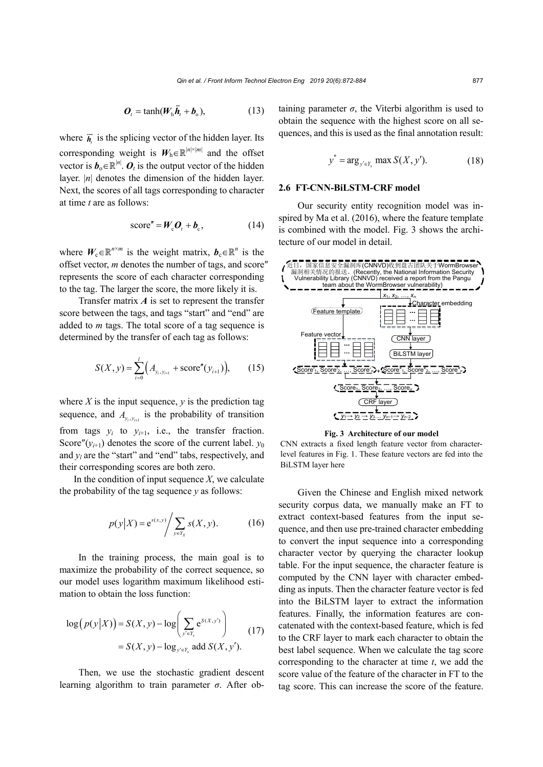$$\boldsymbol{O}_t = \tanh(\boldsymbol{W}_\text{h}\overleftrightarrow{\boldsymbol{h}}_t + \boldsymbol{b}_\text{o}), \tag{13}$$

where $\overleftrightarrow{\boldsymbol{h}}_t$ is the splicing vector of the hidden layer. Its corresponding weight is $\boldsymbol{W}_\text{h} \in \mathbb{R}^{|n| \times |m|}$ and the offset vector is $\boldsymbol{b}_\text{o} \in \mathbb{R}^{|n|}$. $\boldsymbol{O}_t$ is the output vector of the hidden layer. $|n|$ denotes the dimension of the hidden layer. Next, the scores of all tags corresponding to character at time $t$ are as follows:

$$\text{score}'' = \boldsymbol{W}_\text{c}\boldsymbol{O}_t + \boldsymbol{b}_\text{c}, \tag{14}$$

where $\boldsymbol{W}_\text{c} \in \mathbb{R}^{n \times m}$ is the weight matrix, $\boldsymbol{b}_\text{c} \in \mathbb{R}^n$ is the offset vector, $m$ denotes the number of tags, and score″ represents the score of each character corresponding to the tag. The larger the score, the more likely it is.

Transfer matrix $\boldsymbol{A}$ is set to represent the transfer score between the tags, and tags "start" and "end" are added to $m$ tags. The total score of a tag sequence is determined by the transfer of each tag as follows:

$$S(X, y) = \sum_{i=0}^{l} \left( A_{y_i, y_{i+1}} + \text{score}''(y_{i+1}) \right), \tag{15}$$

where $X$ is the input sequence, $y$ is the prediction tag sequence, and $A_{y_i, y_{i+1}}$ is the probability of transition from tags $y_i$ to $y_{i+1}$, i.e., the transfer fraction. Score″$(y_{i+1})$ denotes the score of the current label. $y_0$ and $y_l$ are the "start" and "end" tabs, respectively, and their corresponding scores are both zero.

In the condition of input sequence $X$, we calculate the probability of the tag sequence $y$ as follows:

$$p(y|X) = \mathrm{e}^{s(x,y)} \Big/ \sum_{y \in Y_X} s(X, y). \tag{16}$$

In the training process, the main goal is to maximize the probability of the correct sequence, so our model uses logarithm maximum likelihood estimation to obtain the loss function:

$$\begin{aligned} \log\left(p(y|X)\right) &= S(X, y) - \log\left( \sum_{y' \in Y_x} \mathrm{e}^{S(X, y')} \right) \\ &= S(X, y) - \log_{y' \in Y_x} \text{add } S(X, y'). \end{aligned} \tag{17}$$

Then, we use the stochastic gradient descent learning algorithm to train parameter $\sigma$. After obtaining parameter $\sigma$, the Viterbi algorithm is used to obtain the sequence with the highest score on all sequences, and this is used as the final annotation result:

$$y^* = \arg_{y' \in Y_x} \max S(X, y'). \tag{18}$$

### 2.6 FT-CNN-BiLSTM-CRF model

Our security entity recognition model was inspired by Ma et al. (2016), where the feature template is combined with the model. Fig. 3 shows the architecture of our model in detail.

**Fig. 3 Architecture of our model**

CNN extracts a fixed length feature vector from character-level features in Fig. 1. These feature vectors are fed into the BiLSTM layer here

Given the Chinese and English mixed network security corpus data, we manually make an FT to extract context-based features from the input sequence, and then use pre-trained character embedding to convert the input sequence into a corresponding character vector by querying the character lookup table. For the input sequence, the character feature is computed by the CNN layer with character embedding as inputs. Then the character feature vector is fed into the BiLSTM layer to extract the information features. Finally, the information features are concatenated with the context-based feature, which is fed to the CRF layer to mark each character to obtain the best label sequence. When we calculate the tag score corresponding to the character at time $t$, we add the score value of the feature of the character in FT to the tag score. This can increase the score of the feature.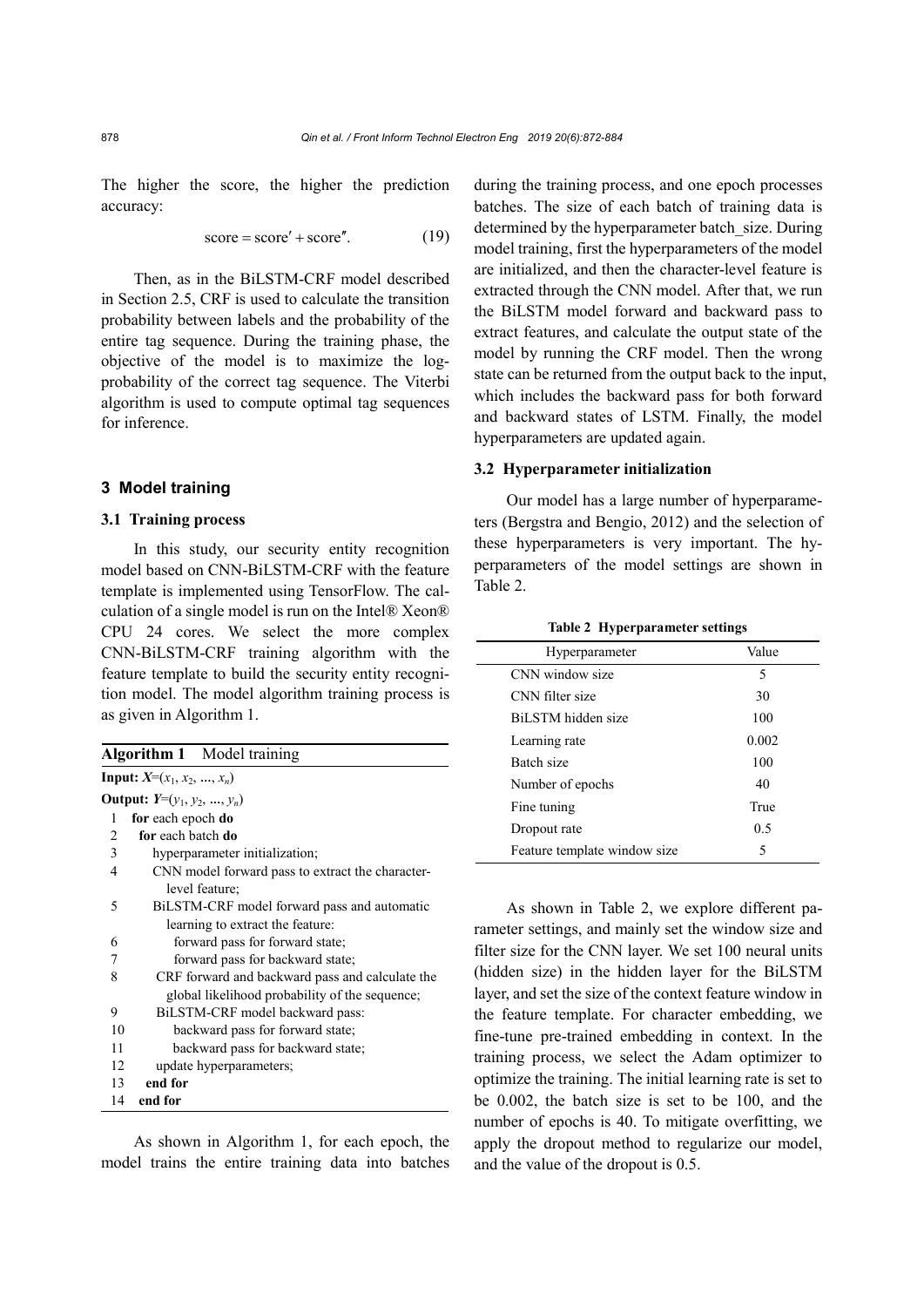The higher the score, the higher the prediction accuracy:

$$\text{score} = \text{score}' + \text{score}''. \tag{19}$$

Then, as in the BiLSTM-CRF model described in Section 2.5, CRF is used to calculate the transition probability between labels and the probability of the entire tag sequence. During the training phase, the objective of the model is to maximize the log-probability of the correct tag sequence. The Viterbi algorithm is used to compute optimal tag sequences for inference.

## 3 Model training

### 3.1 Training process

In this study, our security entity recognition model based on CNN-BiLSTM-CRF with the feature template is implemented using TensorFlow. The calculation of a single model is run on the Intel® Xeon® CPU 24 cores. We select the more complex CNN-BiLSTM-CRF training algorithm with the feature template to build the security entity recognition model. The model algorithm training process is as given in Algorithm 1.

**Algorithm 1** Model training

**Input:** $X=(x_1, x_2, \ldots, x_n)$

**Output:** $Y=(y_1, y_2, \ldots, y_n)$

```
1  for each epoch do
2    for each batch do
3      hyperparameter initialization;
4      CNN model forward pass to extract the character-
         level feature;
5      BiLSTM-CRF model forward pass and automatic
         learning to extract the feature:
6        forward pass for forward state;
7        forward pass for backward state;
8      CRF forward and backward pass and calculate the
         global likelihood probability of the sequence;
9      BiLSTM-CRF model backward pass:
10       backward pass for forward state;
11       backward pass for backward state;
12     update hyperparameters;
13   end for
14 end for
```

As shown in Algorithm 1, for each epoch, the model trains the entire training data into batches during the training process, and one epoch processes batches. The size of each batch of training data is determined by the hyperparameter batch_size. During model training, first the hyperparameters of the model are initialized, and then the character-level feature is extracted through the CNN model. After that, we run the BiLSTM model forward and backward pass to extract features, and calculate the output state of the model by running the CRF model. Then the wrong state can be returned from the output back to the input, which includes the backward pass for both forward and backward states of LSTM. Finally, the model hyperparameters are updated again.

### 3.2 Hyperparameter initialization

Our model has a large number of hyperparameters (Bergstra and Bengio, 2012) and the selection of these hyperparameters is very important. The hyperparameters of the model settings are shown in Table 2.

**Table 2 Hyperparameter settings**

| Hyperparameter | Value |
|---|---|
| CNN window size | 5 |
| CNN filter size | 30 |
| BiLSTM hidden size | 100 |
| Learning rate | 0.002 |
| Batch size | 100 |
| Number of epochs | 40 |
| Fine tuning | True |
| Dropout rate | 0.5 |
| Feature template window size | 5 |

As shown in Table 2, we explore different parameter settings, and mainly set the window size and filter size for the CNN layer. We set 100 neural units (hidden size) in the hidden layer for the BiLSTM layer, and set the size of the context feature window in the feature template. For character embedding, we fine-tune pre-trained embedding in context. In the training process, we select the Adam optimizer to optimize the training. The initial learning rate is set to be 0.002, the batch size is set to be 100, and the number of epochs is 40. To mitigate overfitting, we apply the dropout method to regularize our model, and the value of the dropout is 0.5.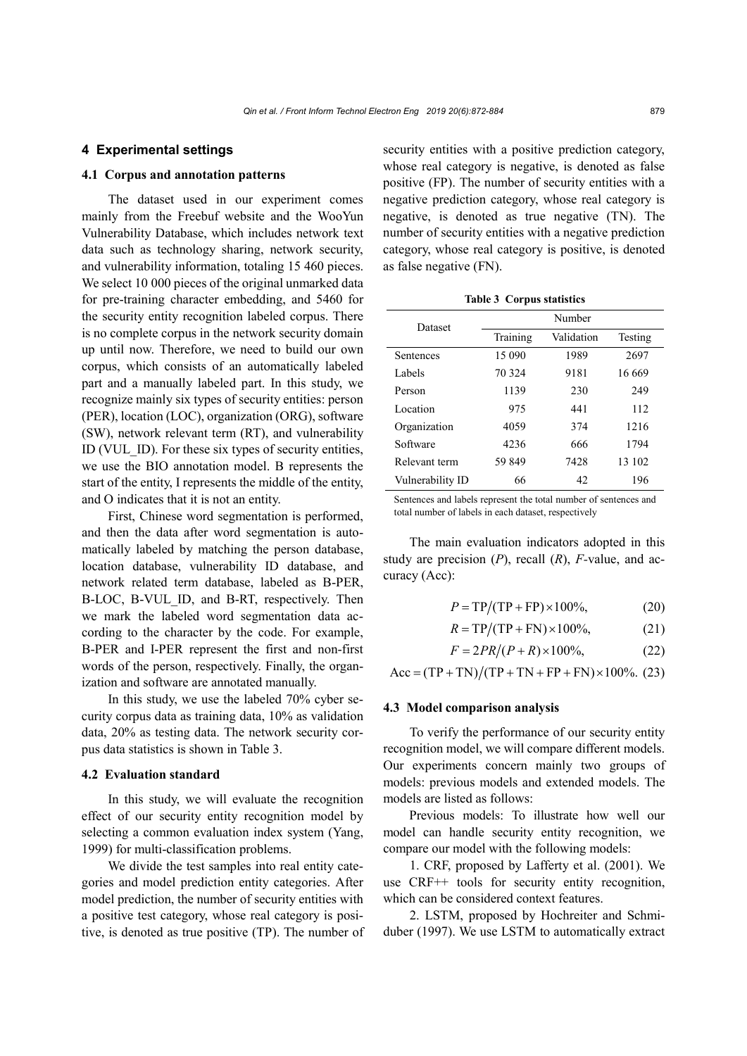## 4 Experimental settings

### 4.1 Corpus and annotation patterns

The dataset used in our experiment comes mainly from the Freebuf website and the WooYun Vulnerability Database, which includes network text data such as technology sharing, network security, and vulnerability information, totaling 15 460 pieces. We select 10 000 pieces of the original unmarked data for pre-training character embedding, and 5460 for the security entity recognition labeled corpus. There is no complete corpus in the network security domain up until now. Therefore, we need to build our own corpus, which consists of an automatically labeled part and a manually labeled part. In this study, we recognize mainly six types of security entities: person (PER), location (LOC), organization (ORG), software (SW), network relevant term (RT), and vulnerability ID (VUL_ID). For these six types of security entities, we use the BIO annotation model. B represents the start of the entity, I represents the middle of the entity, and O indicates that it is not an entity.

First, Chinese word segmentation is performed, and then the data after word segmentation is automatically labeled by matching the person database, location database, vulnerability ID database, and network related term database, labeled as B-PER, B-LOC, B-VUL_ID, and B-RT, respectively. Then we mark the labeled word segmentation data according to the character by the code. For example, B-PER and I-PER represent the first and non-first words of the person, respectively. Finally, the organization and software are annotated manually.

In this study, we use the labeled 70% cyber security corpus data as training data, 10% as validation data, 20% as testing data. The network security corpus data statistics is shown in Table 3.

### 4.2 Evaluation standard

In this study, we will evaluate the recognition effect of our security entity recognition model by selecting a common evaluation index system (Yang, 1999) for multi-classification problems.

We divide the test samples into real entity categories and model prediction entity categories. After model prediction, the number of security entities with a positive test category, whose real category is positive, is denoted as true positive (TP). The number of security entities with a positive prediction category, whose real category is negative, is denoted as false positive (FP). The number of security entities with a negative prediction category, whose real category is negative, is denoted as true negative (TN). The number of security entities with a negative prediction category, whose real category is positive, is denoted as false negative (FN).

**Table 3 Corpus statistics**

| Dataset | Number | | |
|---|---|---|---|
| | Training | Validation | Testing |
| Sentences | 15 090 | 1989 | 2697 |
| Labels | 70 324 | 9181 | 16 669 |
| Person | 1139 | 230 | 249 |
| Location | 975 | 441 | 112 |
| Organization | 4059 | 374 | 1216 |
| Software | 4236 | 666 | 1794 |
| Relevant term | 59 849 | 7428 | 13 102 |
| Vulnerability ID | 66 | 42 | 196 |

Sentences and labels represent the total number of sentences and total number of labels in each dataset, respectively

The main evaluation indicators adopted in this study are precision ($P$), recall ($R$), $F$-value, and accuracy (Acc):

$$P = \mathrm{TP}/(\mathrm{TP}+\mathrm{FP}) \times 100\%, \tag{20}$$

$$R = \mathrm{TP}/(\mathrm{TP}+\mathrm{FN}) \times 100\%, \tag{21}$$

$$F = 2PR/(P+R) \times 100\%, \tag{22}$$

$$\mathrm{Acc} = (\mathrm{TP}+\mathrm{TN})/(\mathrm{TP}+\mathrm{TN}+\mathrm{FP}+\mathrm{FN}) \times 100\%. \tag{23}$$

### 4.3 Model comparison analysis

To verify the performance of our security entity recognition model, we will compare different models. Our experiments concern mainly two groups of models: previous models and extended models. The models are listed as follows:

Previous models: To illustrate how well our model can handle security entity recognition, we compare our model with the following models:

1. CRF, proposed by Lafferty et al. (2001). We use CRF++ tools for security entity recognition, which can be considered context features.

2. LSTM, proposed by Hochreiter and Schmidhuber (1997). We use LSTM to automatically extract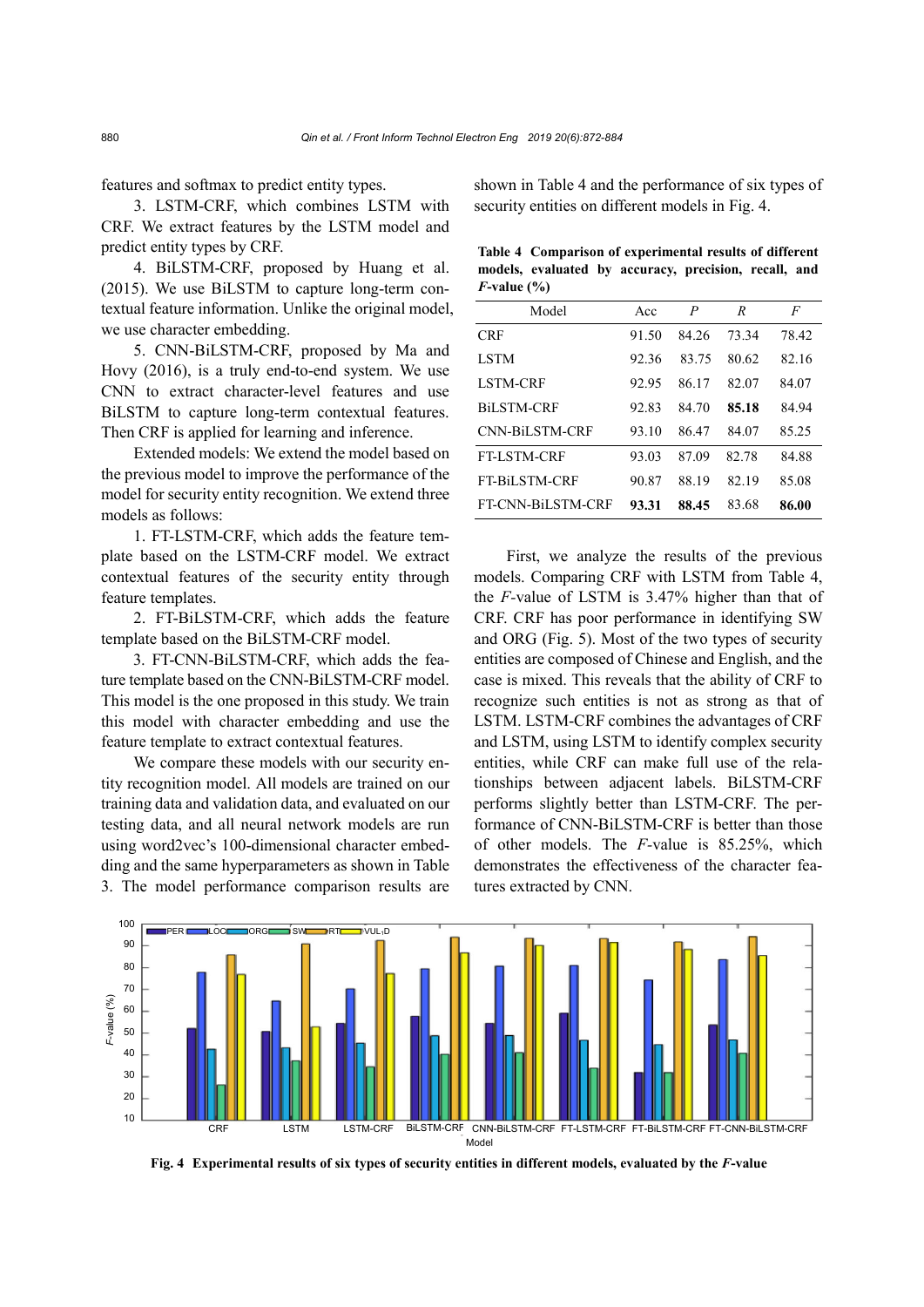features and softmax to predict entity types.

3. LSTM-CRF, which combines LSTM with CRF. We extract features by the LSTM model and predict entity types by CRF.

4. BiLSTM-CRF, proposed by Huang et al. (2015). We use BiLSTM to capture long-term contextual feature information. Unlike the original model, we use character embedding.

5. CNN-BiLSTM-CRF, proposed by Ma and Hovy (2016), is a truly end-to-end system. We use CNN to extract character-level features and use BiLSTM to capture long-term contextual features. Then CRF is applied for learning and inference.

Extended models: We extend the model based on the previous model to improve the performance of the model for security entity recognition. We extend three models as follows:

1. FT-LSTM-CRF, which adds the feature template based on the LSTM-CRF model. We extract contextual features of the security entity through feature templates.

2. FT-BiLSTM-CRF, which adds the feature template based on the BiLSTM-CRF model.

3. FT-CNN-BiLSTM-CRF, which adds the feature template based on the CNN-BiLSTM-CRF model. This model is the one proposed in this study. We train this model with character embedding and use the feature template to extract contextual features.

We compare these models with our security entity recognition model. All models are trained on our training data and validation data, and evaluated on our testing data, and all neural network models are run using word2vec's 100-dimensional character embedding and the same hyperparameters as shown in Table 3. The model performance comparison results are shown in Table 4 and the performance of six types of security entities on different models in Fig. 4.

**Table 4 Comparison of experimental results of different models, evaluated by accuracy, precision, recall, and *F*-value (%)**

| Model | Acc | *P* | *R* | *F* |
|---|---|---|---|---|
| CRF | 91.50 | 84.26 | 73.34 | 78.42 |
| LSTM | 92.36 | 83.75 | 80.62 | 82.16 |
| LSTM-CRF | 92.95 | 86.17 | 82.07 | 84.07 |
| BiLSTM-CRF | 92.83 | 84.70 | **85.18** | 84.94 |
| CNN-BiLSTM-CRF | 93.10 | 86.47 | 84.07 | 85.25 |
| FT-LSTM-CRF | 93.03 | 87.09 | 82.78 | 84.88 |
| FT-BiLSTM-CRF | 90.87 | 88.19 | 82.19 | 85.08 |
| FT-CNN-BiLSTM-CRF | **93.31** | **88.45** | 83.68 | **86.00** |

First, we analyze the results of the previous models. Comparing CRF with LSTM from Table 4, the *F*-value of LSTM is 3.47% higher than that of CRF. CRF has poor performance in identifying SW and ORG (Fig. 5). Most of the two types of security entities are composed of Chinese and English, and the case is mixed. This reveals that the ability of CRF to recognize such entities is not as strong as that of LSTM. LSTM-CRF combines the advantages of CRF and LSTM, using LSTM to identify complex security entities, while CRF can make full use of the relationships between adjacent labels. BiLSTM-CRF performs slightly better than LSTM-CRF. The performance of CNN-BiLSTM-CRF is better than those of other models. The *F*-value is 85.25%, which demonstrates the effectiveness of the character features extracted by CNN.

**Fig. 4 Experimental results of six types of security entities in different models, evaluated by the *F*-value**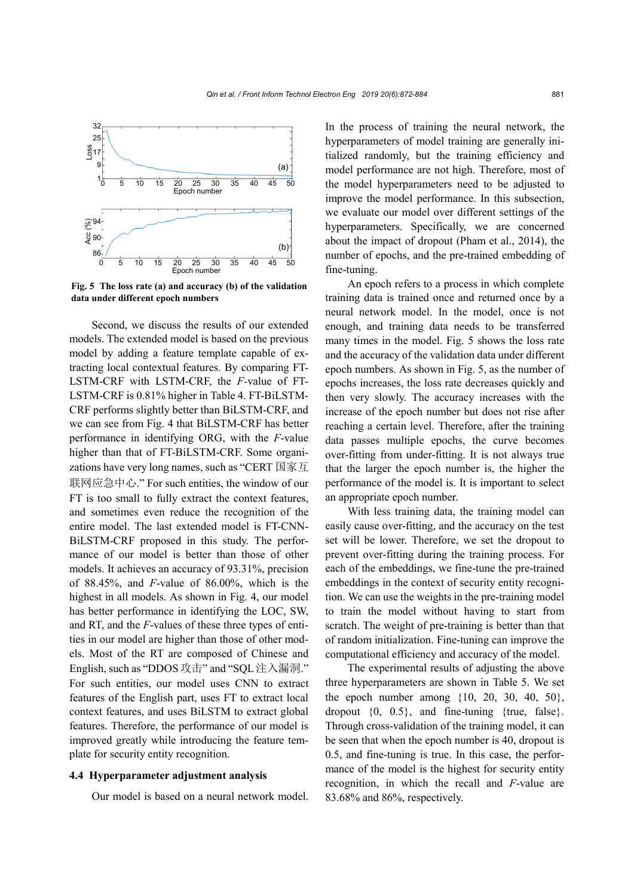Loss
32
25
17
9
1
0 5 10 15 20 25 30 35 40 45 50
Epoch number
(a)

Acc (%)
94
90
86
0 5 10 15 20 25 30 35 40 45 50
Epoch number
(b)

**Fig. 5 The loss rate (a) and accuracy (b) of the validation data under different epoch numbers**

Second, we discuss the results of our extended models. The extended model is based on the previous model by adding a feature template capable of extracting local contextual features. By comparing FT-LSTM-CRF with LSTM-CRF, the *F*-value of FT-LSTM-CRF is 0.81% higher in Table 4. FT-BiLSTM-CRF performs slightly better than BiLSTM-CRF, and we can see from Fig. 4 that BiLSTM-CRF has better performance in identifying ORG, with the *F*-value higher than that of FT-BiLSTM-CRF. Some organizations have very long names, such as "CERT 国家互联网应急中心." For such entities, the window of our FT is too small to fully extract the context features, and sometimes even reduce the recognition of the entire model. The last extended model is FT-CNN-BiLSTM-CRF proposed in this study. The performance of our model is better than those of other models. It achieves an accuracy of 93.31%, precision of 88.45%, and *F*-value of 86.00%, which is the highest in all models. As shown in Fig. 4, our model has better performance in identifying the LOC, SW, and RT, and the *F*-values of these three types of entities in our model are higher than those of other models. Most of the RT are composed of Chinese and English, such as "DDOS 攻击" and "SQL 注入漏洞." For such entities, our model uses CNN to extract features of the English part, uses FT to extract local context features, and uses BiLSTM to extract global features. Therefore, the performance of our model is improved greatly while introducing the feature template for security entity recognition.

### 4.4 Hyperparameter adjustment analysis

Our model is based on a neural network model. In the process of training the neural network, the hyperparameters of model training are generally initialized randomly, but the training efficiency and model performance are not high. Therefore, most of the model hyperparameters need to be adjusted to improve the model performance. In this subsection, we evaluate our model over different settings of the hyperparameters. Specifically, we are concerned about the impact of dropout (Pham et al., 2014), the number of epochs, and the pre-trained embedding of fine-tuning.

An epoch refers to a process in which complete training data is trained once and returned once by a neural network model. In the model, once is not enough, and training data needs to be transferred many times in the model. Fig. 5 shows the loss rate and the accuracy of the validation data under different epoch numbers. As shown in Fig. 5, as the number of epochs increases, the loss rate decreases quickly and then very slowly. The accuracy increases with the increase of the epoch number but does not rise after reaching a certain level. Therefore, after the training data passes multiple epochs, the curve becomes over-fitting from under-fitting. It is not always true that the larger the epoch number is, the higher the performance of the model is. It is important to select an appropriate epoch number.

With less training data, the training model can easily cause over-fitting, and the accuracy on the test set will be lower. Therefore, we set the dropout to prevent over-fitting during the training process. For each of the embeddings, we fine-tune the pre-trained embeddings in the context of security entity recognition. We can use the weights in the pre-training model to train the model without having to start from scratch. The weight of pre-training is better than that of random initialization. Fine-tuning can improve the computational efficiency and accuracy of the model.

The experimental results of adjusting the above three hyperparameters are shown in Table 5. We set the epoch number among {10, 20, 30, 40, 50}, dropout {0, 0.5}, and fine-tuning {true, false}. Through cross-validation of the training model, it can be seen that when the epoch number is 40, dropout is 0.5, and fine-tuning is true. In this case, the performance of the model is the highest for security entity recognition, in which the recall and *F*-value are 83.68% and 86%, respectively.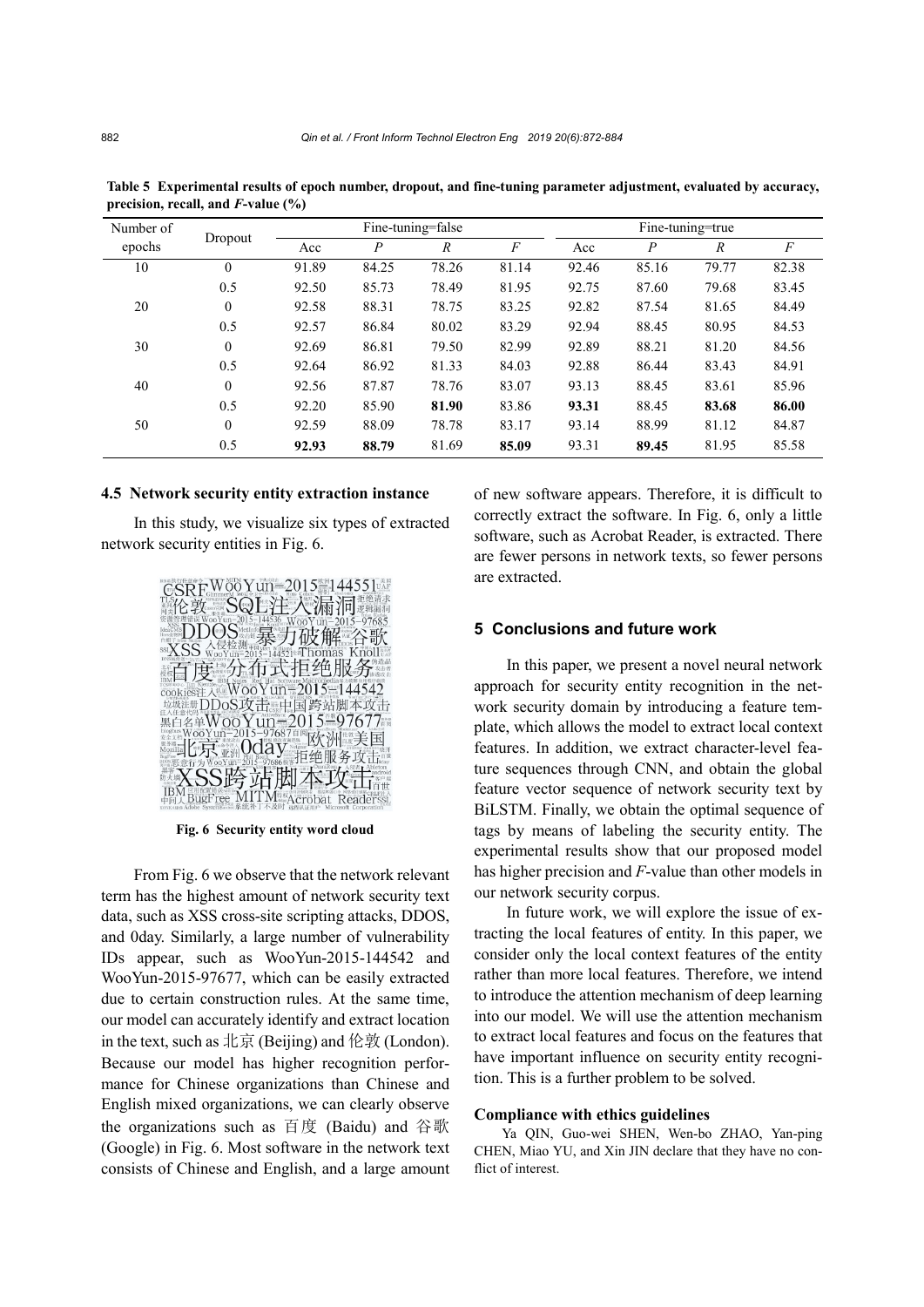**Table 5 Experimental results of epoch number, dropout, and fine-tuning parameter adjustment, evaluated by accuracy, precision, recall, and *F*-value (%)**

| Number of epochs | Dropout | Fine-tuning=false | | | | Fine-tuning=true | | | |
|---|---|---|---|---|---|---|---|---|---|
| | | Acc | *P* | *R* | *F* | Acc | *P* | *R* | *F* |
| 10 | 0 | 91.89 | 84.25 | 78.26 | 81.14 | 92.46 | 85.16 | 79.77 | 82.38 |
| | 0.5 | 92.50 | 85.73 | 78.49 | 81.95 | 92.75 | 87.60 | 79.68 | 83.45 |
| 20 | 0 | 92.58 | 88.31 | 78.75 | 83.25 | 92.82 | 87.54 | 81.65 | 84.49 |
| | 0.5 | 92.57 | 86.84 | 80.02 | 83.29 | 92.94 | 88.45 | 80.95 | 84.53 |
| 30 | 0 | 92.69 | 86.81 | 79.50 | 82.99 | 92.89 | 88.21 | 81.20 | 84.56 |
| | 0.5 | 92.64 | 86.92 | 81.33 | 84.03 | 92.88 | 86.44 | 83.43 | 84.91 |
| 40 | 0 | 92.56 | 87.87 | 78.76 | 83.07 | 93.13 | 88.45 | 83.61 | 85.96 |
| | 0.5 | 92.20 | 85.90 | **81.90** | 83.86 | **93.31** | 88.45 | **83.68** | **86.00** |
| 50 | 0 | 92.59 | 88.09 | 78.78 | 83.17 | 93.14 | 88.99 | 81.12 | 84.87 |
| | 0.5 | **92.93** | **88.79** | 81.69 | **85.09** | 93.31 | **89.45** | 81.95 | 85.58 |

### 4.5 Network security entity extraction instance

In this study, we visualize six types of extracted network security entities in Fig. 6.

**Fig. 6 Security entity word cloud**

From Fig. 6 we observe that the network relevant term has the highest amount of network security text data, such as XSS cross-site scripting attacks, DDOS, and 0day. Similarly, a large number of vulnerability IDs appear, such as WooYun-2015-144542 and WooYun-2015-97677, which can be easily extracted due to certain construction rules. At the same time, our model can accurately identify and extract location in the text, such as 北京 (Beijing) and 伦敦 (London). Because our model has higher recognition performance for Chinese organizations than Chinese and English mixed organizations, we can clearly observe the organizations such as 百度 (Baidu) and 谷歌 (Google) in Fig. 6. Most software in the network text consists of Chinese and English, and a large amount of new software appears. Therefore, it is difficult to correctly extract the software. In Fig. 6, only a little software, such as Acrobat Reader, is extracted. There are fewer persons in network texts, so fewer persons are extracted.

## 5 Conclusions and future work

In this paper, we present a novel neural network approach for security entity recognition in the network security domain by introducing a feature template, which allows the model to extract local context features. In addition, we extract character-level feature sequences through CNN, and obtain the global feature vector sequence of network security text by BiLSTM. Finally, we obtain the optimal sequence of tags by means of labeling the security entity. The experimental results show that our proposed model has higher precision and *F*-value than other models in our network security corpus.

In future work, we will explore the issue of extracting the local features of entity. In this paper, we consider only the local context features of the entity rather than more local features. Therefore, we intend to introduce the attention mechanism of deep learning into our model. We will use the attention mechanism to extract local features and focus on the features that have important influence on security entity recognition. This is a further problem to be solved.

#### Compliance with ethics guidelines

Ya QIN, Guo-wei SHEN, Wen-bo ZHAO, Yan-ping CHEN, Miao YU, and Xin JIN declare that they have no conflict of interest.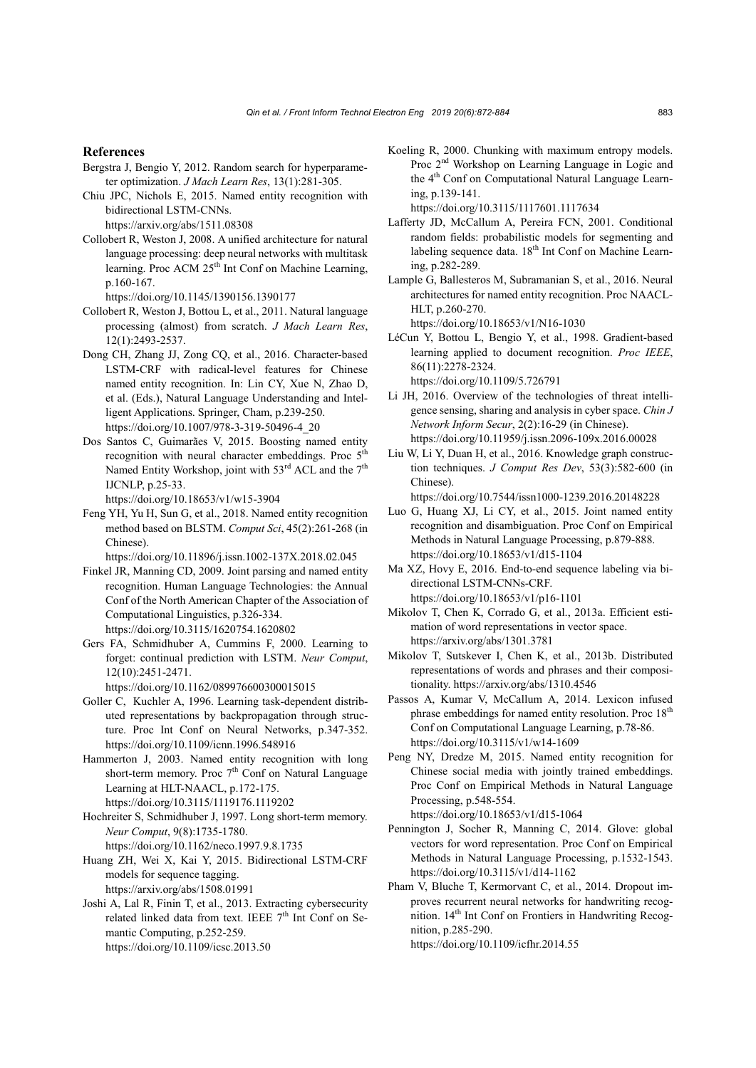## References

Bergstra J, Bengio Y, 2012. Random search for hyperparameter optimization. *J Mach Learn Res*, 13(1):281-305.

Chiu JPC, Nichols E, 2015. Named entity recognition with bidirectional LSTM-CNNs. https://arxiv.org/abs/1511.08308

Collobert R, Weston J, 2008. A unified architecture for natural language processing: deep neural networks with multitask learning. Proc ACM 25th Int Conf on Machine Learning, p.160-167. https://doi.org/10.1145/1390156.1390177

Collobert R, Weston J, Bottou L, et al., 2011. Natural language processing (almost) from scratch. *J Mach Learn Res*, 12(1):2493-2537.

Dong CH, Zhang JJ, Zong CQ, et al., 2016. Character-based LSTM-CRF with radical-level features for Chinese named entity recognition. In: Lin CY, Xue N, Zhao D, et al. (Eds.), Natural Language Understanding and Intelligent Applications. Springer, Cham, p.239-250. https://doi.org/10.1007/978-3-319-50496-4_20

Dos Santos C, Guimarães V, 2015. Boosting named entity recognition with neural character embeddings. Proc 5th Named Entity Workshop, joint with 53rd ACL and the 7th IJCNLP, p.25-33. https://doi.org/10.18653/v1/w15-3904

Feng YH, Yu H, Sun G, et al., 2018. Named entity recognition method based on BLSTM. *Comput Sci*, 45(2):261-268 (in Chinese). https://doi.org/10.11896/j.issn.1002-137X.2018.02.045

Finkel JR, Manning CD, 2009. Joint parsing and named entity recognition. Human Language Technologies: the Annual Conf of the North American Chapter of the Association of Computational Linguistics, p.326-334. https://doi.org/10.3115/1620754.1620802

Gers FA, Schmidhuber A, Cummins F, 2000. Learning to forget: continual prediction with LSTM. *Neur Comput*, 12(10):2451-2471. https://doi.org/10.1162/089976600300015015

Goller C, Kuchler A, 1996. Learning task-dependent distributed representations by backpropagation through structure. Proc Int Conf on Neural Networks, p.347-352. https://doi.org/10.1109/icnn.1996.548916

Hammerton J, 2003. Named entity recognition with long short-term memory. Proc 7th Conf on Natural Language Learning at HLT-NAACL, p.172-175. https://doi.org/10.3115/1119176.1119202

Hochreiter S, Schmidhuber J, 1997. Long short-term memory. *Neur Comput*, 9(8):1735-1780. https://doi.org/10.1162/neco.1997.9.8.1735

Huang ZH, Wei X, Kai Y, 2015. Bidirectional LSTM-CRF models for sequence tagging. https://arxiv.org/abs/1508.01991

Joshi A, Lal R, Finin T, et al., 2013. Extracting cybersecurity related linked data from text. IEEE 7th Int Conf on Semantic Computing, p.252-259. https://doi.org/10.1109/icsc.2013.50

Koeling R, 2000. Chunking with maximum entropy models. Proc 2nd Workshop on Learning Language in Logic and the 4th Conf on Computational Natural Language Learning, p.139-141. https://doi.org/10.3115/1117601.1117634

Lafferty JD, McCallum A, Pereira FCN, 2001. Conditional random fields: probabilistic models for segmenting and labeling sequence data. 18th Int Conf on Machine Learning, p.282-289.

Lample G, Ballesteros M, Subramanian S, et al., 2016. Neural architectures for named entity recognition. Proc NAACL-HLT, p.260-270. https://doi.org/10.18653/v1/N16-1030

LéCun Y, Bottou L, Bengio Y, et al., 1998. Gradient-based learning applied to document recognition. *Proc IEEE*, 86(11):2278-2324. https://doi.org/10.1109/5.726791

Li JH, 2016. Overview of the technologies of threat intelligence sensing, sharing and analysis in cyber space. *Chin J Network Inform Secur*, 2(2):16-29 (in Chinese). https://doi.org/10.11959/j.issn.2096-109x.2016.00028

Liu W, Li Y, Duan H, et al., 2016. Knowledge graph construction techniques. *J Comput Res Dev*, 53(3):582-600 (in Chinese). https://doi.org/10.7544/issn1000-1239.2016.20148228

Luo G, Huang XJ, Li CY, et al., 2015. Joint named entity recognition and disambiguation. Proc Conf on Empirical Methods in Natural Language Processing, p.879-888. https://doi.org/10.18653/v1/d15-1104

Ma XZ, Hovy E, 2016. End-to-end sequence labeling via bi-directional LSTM-CNNs-CRF. https://doi.org/10.18653/v1/p16-1101

Mikolov T, Chen K, Corrado G, et al., 2013a. Efficient estimation of word representations in vector space. https://arxiv.org/abs/1301.3781

Mikolov T, Sutskever I, Chen K, et al., 2013b. Distributed representations of words and phrases and their compositionality. https://arxiv.org/abs/1310.4546

Passos A, Kumar V, McCallum A, 2014. Lexicon infused phrase embeddings for named entity resolution. Proc 18th Conf on Computational Language Learning, p.78-86. https://doi.org/10.3115/v1/w14-1609

Peng NY, Dredze M, 2015. Named entity recognition for Chinese social media with jointly trained embeddings. Proc Conf on Empirical Methods in Natural Language Processing, p.548-554. https://doi.org/10.18653/v1/d15-1064

Pennington J, Socher R, Manning C, 2014. Glove: global vectors for word representation. Proc Conf on Empirical Methods in Natural Language Processing, p.1532-1543. https://doi.org/10.3115/v1/d14-1162

Pham V, Bluche T, Kermorvant C, et al., 2014. Dropout improves recurrent neural networks for handwriting recognition. 14th Int Conf on Frontiers in Handwriting Recognition, p.285-290. https://doi.org/10.1109/icfhr.2014.55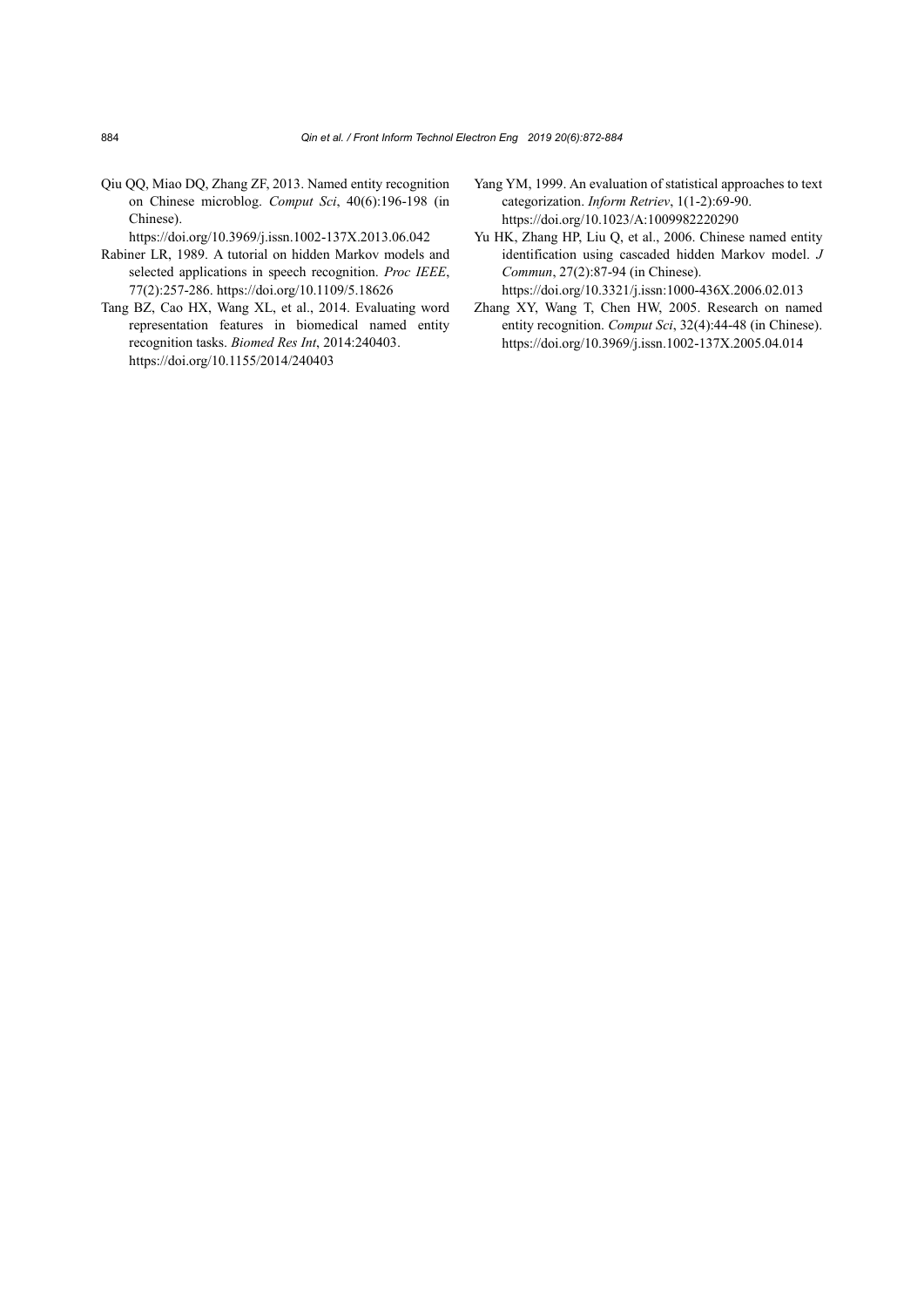Qiu QQ, Miao DQ, Zhang ZF, 2013. Named entity recognition on Chinese microblog. *Comput Sci*, 40(6):196-198 (in Chinese).
https://doi.org/10.3969/j.issn.1002-137X.2013.06.042

Rabiner LR, 1989. A tutorial on hidden Markov models and selected applications in speech recognition. *Proc IEEE*, 77(2):257-286. https://doi.org/10.1109/5.18626

Tang BZ, Cao HX, Wang XL, et al., 2014. Evaluating word representation features in biomedical named entity recognition tasks. *Biomed Res Int*, 2014:240403. https://doi.org/10.1155/2014/240403

Yang YM, 1999. An evaluation of statistical approaches to text categorization. *Inform Retriev*, 1(1-2):69-90. https://doi.org/10.1023/A:1009982220290

Yu HK, Zhang HP, Liu Q, et al., 2006. Chinese named entity identification using cascaded hidden Markov model. *J Commun*, 27(2):87-94 (in Chinese).
https://doi.org/10.3321/j.issn:1000-436X.2006.02.013

Zhang XY, Wang T, Chen HW, 2005. Research on named entity recognition. *Comput Sci*, 32(4):44-48 (in Chinese). https://doi.org/10.3969/j.issn.1002-137X.2005.04.014